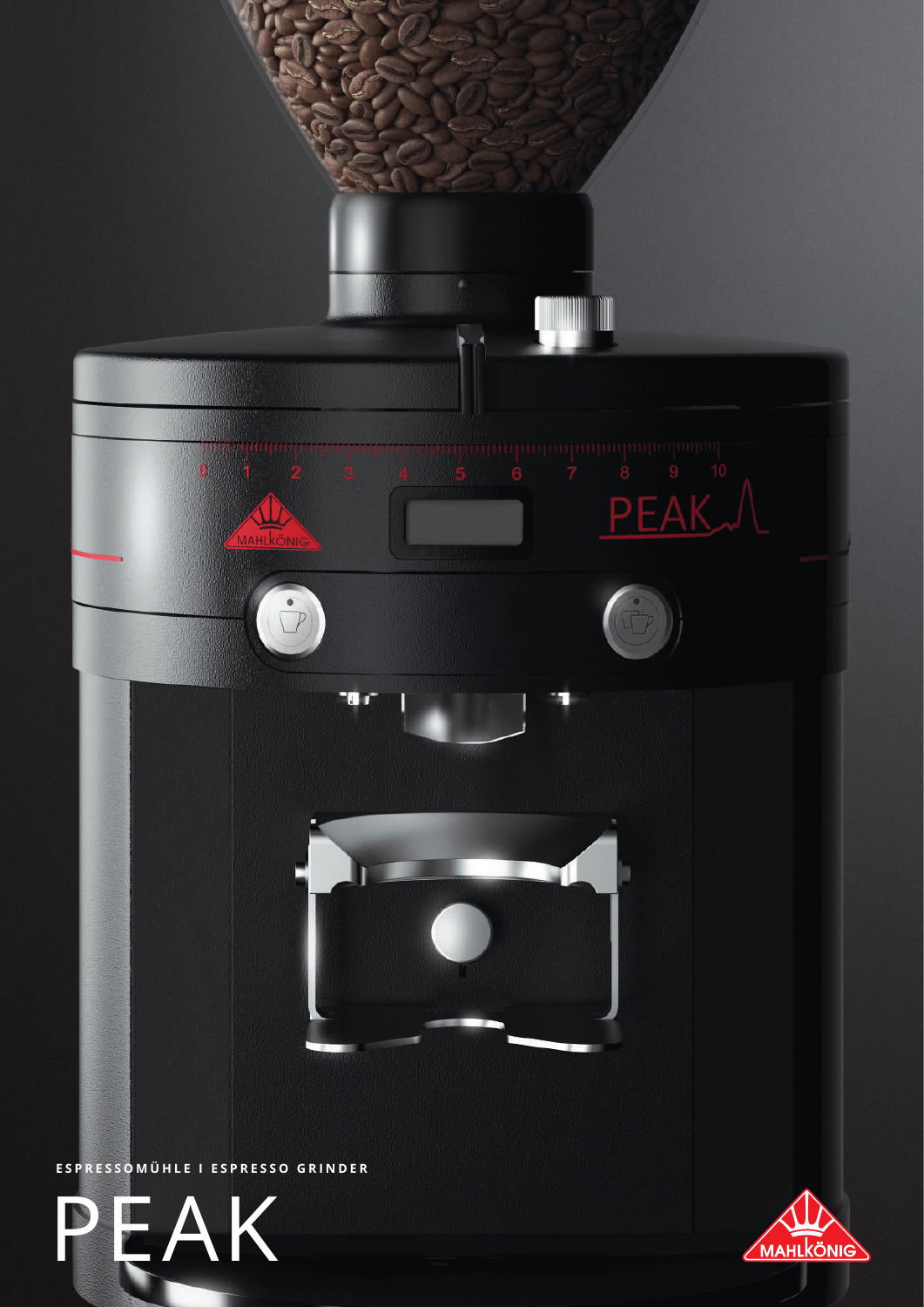ESPRESSOMÜHLE I ESPRESSO GRINDER

# PEAK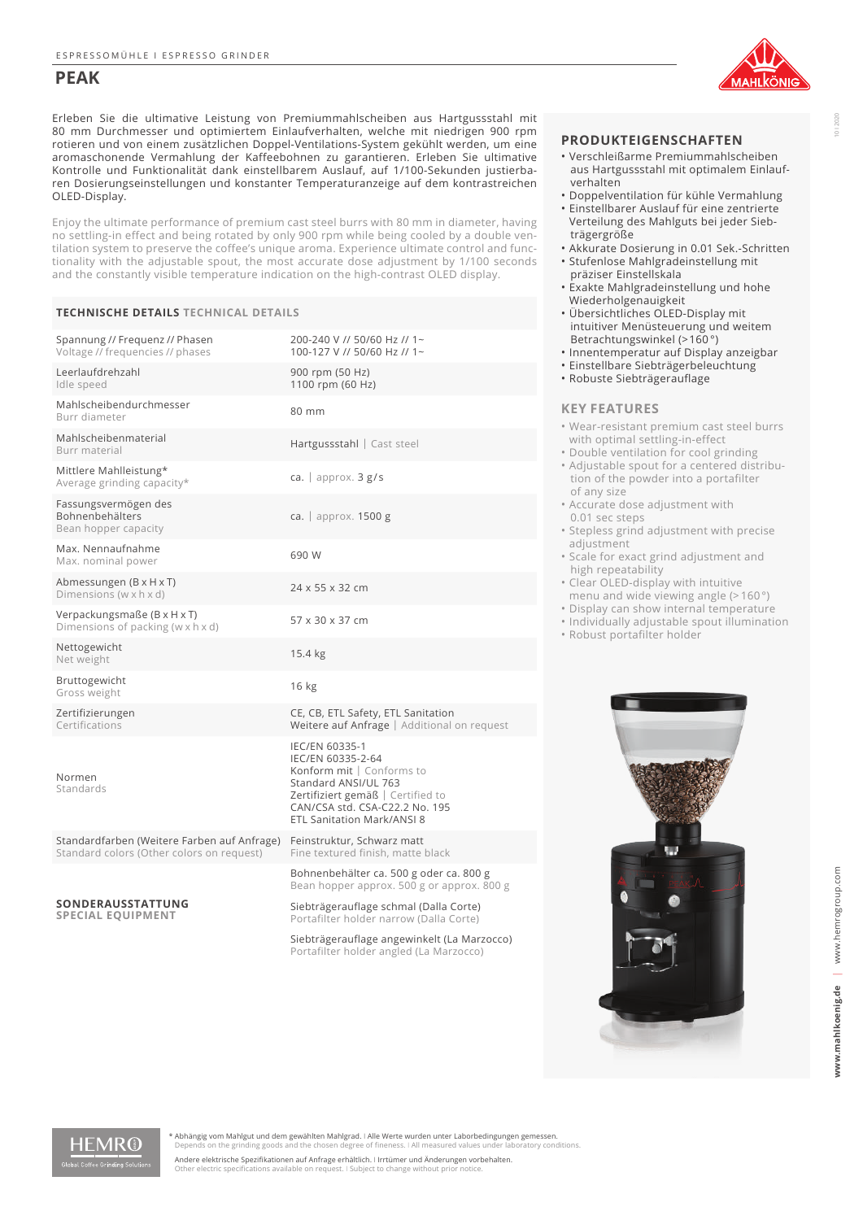ESPRESSOMÜHLE I ESPRESSO GRINDER

# PEAK

Erleben Sie die ultimative Leistung von Premiummahlscheiben aus Hartgussstahl mit 80 mm Durchmesser und optimiertem Einlaufverhalten, welche mit niedrigen 900 rpm rotieren und von einem zusätzlichen Doppel-Ventilations-System gekühlt werden, um eine aromaschonende Vermahlung der Kaffeebohnen zu garantieren. Erleben Sie ultimative Kontrolle und Funktionalität dank einstellbarem Auslauf, auf 1/100-Sekunden justierbaren Dosierungseinstellungen und konstanter Temperaturanzeige auf dem kontrastreichen OLED-Display.

Enjoy the ultimate performance of premium cast steel burrs with 80 mm in diameter, having no settling-in effect and being rotated by only 900 rpm while being cooled by a double ventilation system to preserve the coffee's unique aroma. Experience ultimate control and functionality with the adjustable spout, the most accurate dose adjustment by 1/100 seconds and the constantly visible temperature indication on the high-contrast OLED display.

## TECHNISCHE DETAILS TECHNICAL DETAILS

| | |
|---|---|
| Spannung // Frequenz // Phasen<br>Voltage // frequencies // phases | 200-240 V // 50/60 Hz // 1~<br>100-127 V // 50/60 Hz // 1~ |
| Leerlaufdrehzahl<br>Idle speed | 900 rpm (50 Hz)<br>1100 rpm (60 Hz) |
| Mahlscheibendurchmesser<br>Burr diameter | 80 mm |
| Mahlscheibenmaterial<br>Burr material | Hartgussstahl \| Cast steel |
| Mittlere Mahlleistung*<br>Average grinding capacity* | ca. \| approx. 3 g/s |
| Fassungsvermögen des Bohnenbehälters<br>Bean hopper capacity | ca. \| approx. 1500 g |
| Max. Nennaufnahme<br>Max. nominal power | 690 W |
| Abmessungen (B x H x T)<br>Dimensions (w x h x d) | 24 x 55 x 32 cm |
| Verpackungsmaße (B x H x T)<br>Dimensions of packing (w x h x d) | 57 x 30 x 37 cm |
| Nettogewicht<br>Net weight | 15.4 kg |
| Bruttogewicht<br>Gross weight | 16 kg |
| Zertifizierungen<br>Certifications | CE, CB, ETL Safety, ETL Sanitation<br>Weitere auf Anfrage \| Additional on request |
| Normen<br>Standards | IEC/EN 60335-1<br>IEC/EN 60335-2-64<br>Konform mit \| Conforms to<br>Standard ANSI/UL 763<br>Zertifiziert gemäß \| Certified to<br>CAN/CSA std. CSA-C22.2 No. 195<br>ETL Sanitation Mark/ANSI 8 |
| Standardfarben (Weitere Farben auf Anfrage)<br>Standard colors (Other colors on request) | Feinstruktur, Schwarz matt<br>Fine textured finish, matte black |
| **SONDERAUSSTATTUNG**<br>**SPECIAL EQUIPMENT** | Bohnenbehälter ca. 500 g oder ca. 800 g<br>Bean hopper approx. 500 g or approx. 800 g<br><br>Siebträgerauflage schmal (Dalla Corte)<br>Portafilter holder narrow (Dalla Corte)<br><br>Siebträgerauflage angewinkelt (La Marzocco)<br>Portafilter holder angled (La Marzocco) |

## PRODUKTEIGENSCHAFTEN

- Verschleißarme Premiummahlscheiben aus Hartgussstahl mit optimalem Einlaufverhalten
- Doppelventilation für kühle Vermahlung
- Einstellbarer Auslauf für eine zentrierte Verteilung des Mahlguts bei jeder Siebträgergröße
- Akkurate Dosierung in 0.01 Sek.-Schritten
- Stufenlose Mahlgradeinstellung mit präziser Einstellskala
- Exakte Mahlgradeinstellung und hohe Wiederholgenauigkeit
- Übersichtliches OLED-Display mit intuitiver Menüsteuerung und weitem Betrachtungswinkel (>160°)
- Innentemperatur auf Display anzeigbar
- Einstellbare Siebträgerbeleuchtung
- Robuste Siebträgerauflage

## KEY FEATURES

- Wear-resistant premium cast steel burrs with optimal settling-in-effect
- Double ventilation for cool grinding
- Adjustable spout for a centered distribution of the powder into a portafilter of any size
- Accurate dose adjustment with 0.01 sec steps
- Stepless grind adjustment with precise adjustment
- Scale for exact grind adjustment and high repeatability
- Clear OLED-display with intuitive menu and wide viewing angle (>160°)
- Display can show internal temperature
- Individually adjustable spout illumination
- Robust portafilter holder

www.mahlkoenig.de | www.hemrogroup.com

\* Abhängig vom Mahlgut und dem gewählten Mahlgrad. I Alle Werte wurden unter Laborbedingungen gemessen.
Depends on the grinding goods and the chosen degree of fineness. I All measured values under laboratory conditions.

Andere elektrische Spezifikationen auf Anfrage erhältlich. I Irrtümer und Änderungen vorbehalten.
Other electric specifications available on request. I Subject to change without prior notice.